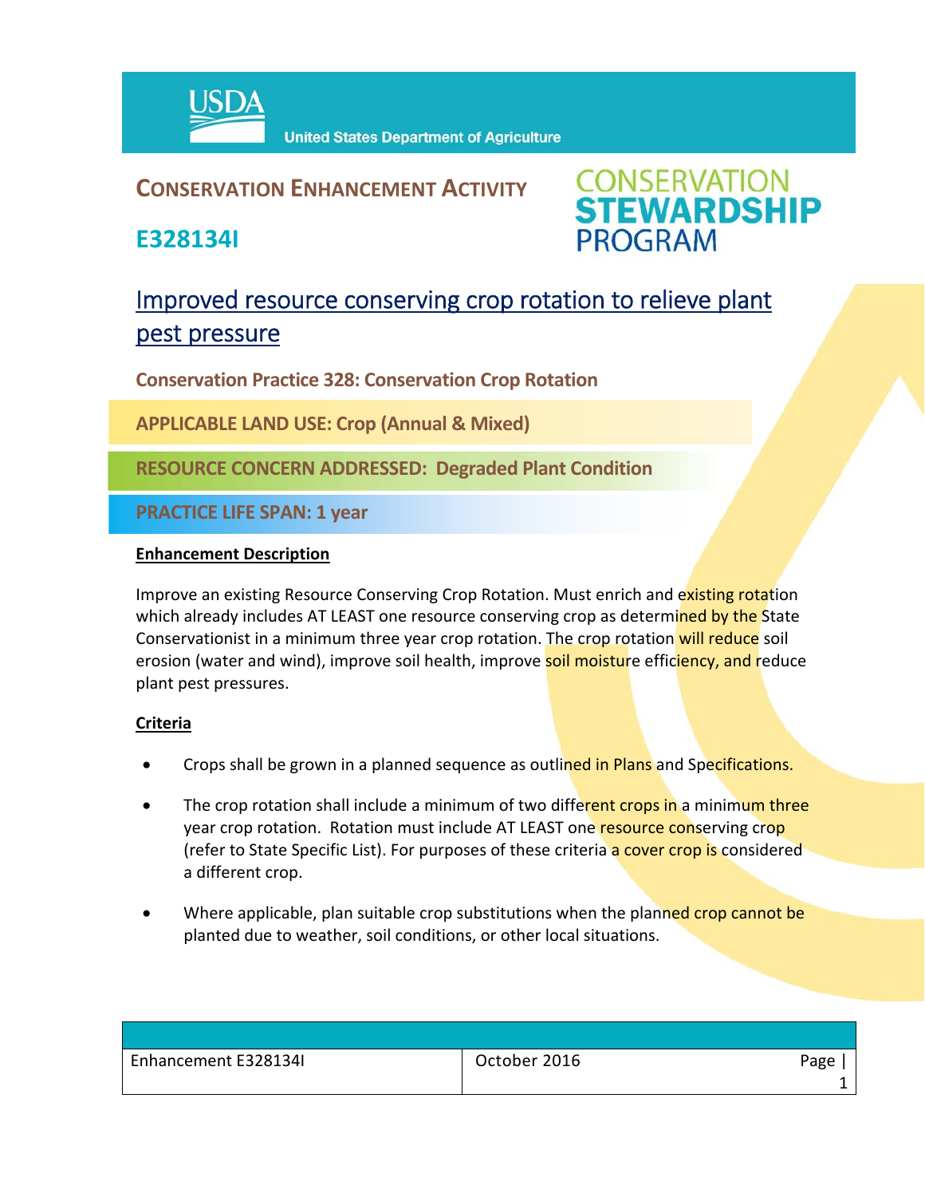United States Department of Agriculture

# CONSERVATION ENHANCEMENT ACTIVITY

## E328134I

CONSERVATION STEWARDSHIP PROGRAM

## Improved resource conserving crop rotation to relieve plant pest pressure

**Conservation Practice 328: Conservation Crop Rotation**

**APPLICABLE LAND USE: Crop (Annual & Mixed)**

**RESOURCE CONCERN ADDRESSED: Degraded Plant Condition**

**PRACTICE LIFE SPAN: 1 year**

### Enhancement Description

Improve an existing Resource Conserving Crop Rotation. Must enrich and existing rotation which already includes AT LEAST one resource conserving crop as determined by the State Conservationist in a minimum three year crop rotation. The crop rotation will reduce soil erosion (water and wind), improve soil health, improve soil moisture efficiency, and reduce plant pest pressures.

### Criteria

- Crops shall be grown in a planned sequence as outlined in Plans and Specifications.
- The crop rotation shall include a minimum of two different crops in a minimum three year crop rotation. Rotation must include AT LEAST one resource conserving crop (refer to State Specific List). For purposes of these criteria a cover crop is considered a different crop.
- Where applicable, plan suitable crop substitutions when the planned crop cannot be planted due to weather, soil conditions, or other local situations.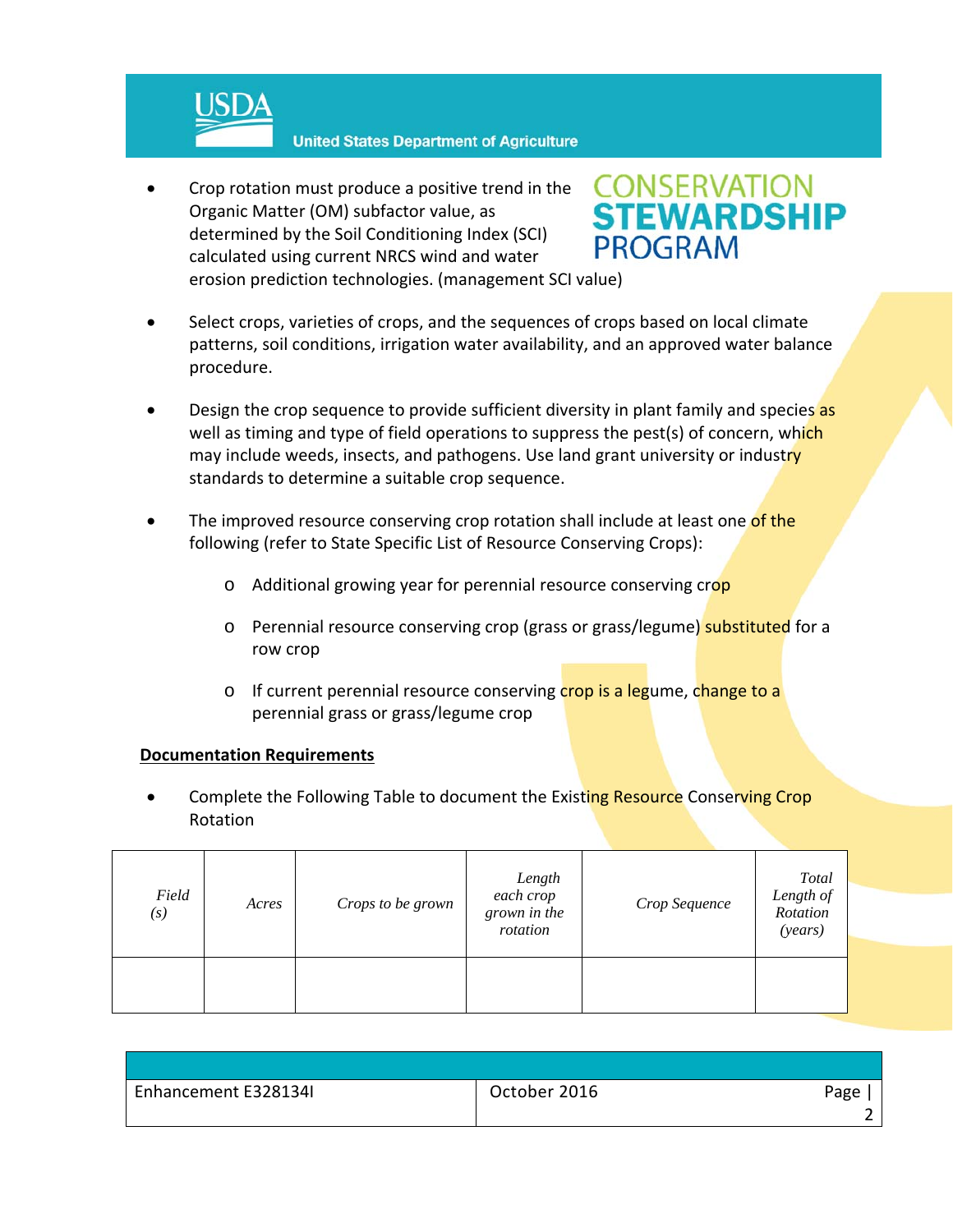- Crop rotation must produce a positive trend in the Organic Matter (OM) subfactor value, as determined by the Soil Conditioning Index (SCI) calculated using current NRCS wind and water erosion prediction technologies. (management SCI value)

- Select crops, varieties of crops, and the sequences of crops based on local climate patterns, soil conditions, irrigation water availability, and an approved water balance procedure.

- Design the crop sequence to provide sufficient diversity in plant family and species as well as timing and type of field operations to suppress the pest(s) of concern, which may include weeds, insects, and pathogens. Use land grant university or industry standards to determine a suitable crop sequence.

- The improved resource conserving crop rotation shall include at least one of the following (refer to State Specific List of Resource Conserving Crops):
  - Additional growing year for perennial resource conserving crop
  - Perennial resource conserving crop (grass or grass/legume) substituted for a row crop
  - If current perennial resource conserving crop is a legume, change to a perennial grass or grass/legume crop

**Documentation Requirements**

- Complete the Following Table to document the Existing Resource Conserving Crop Rotation

| *Field (s)* | *Acres* | *Crops to be grown* | *Length each crop grown in the rotation* | *Crop Sequence* | *Total Length of Rotation (years)* |
|---|---|---|---|---|---|
| | | | | | |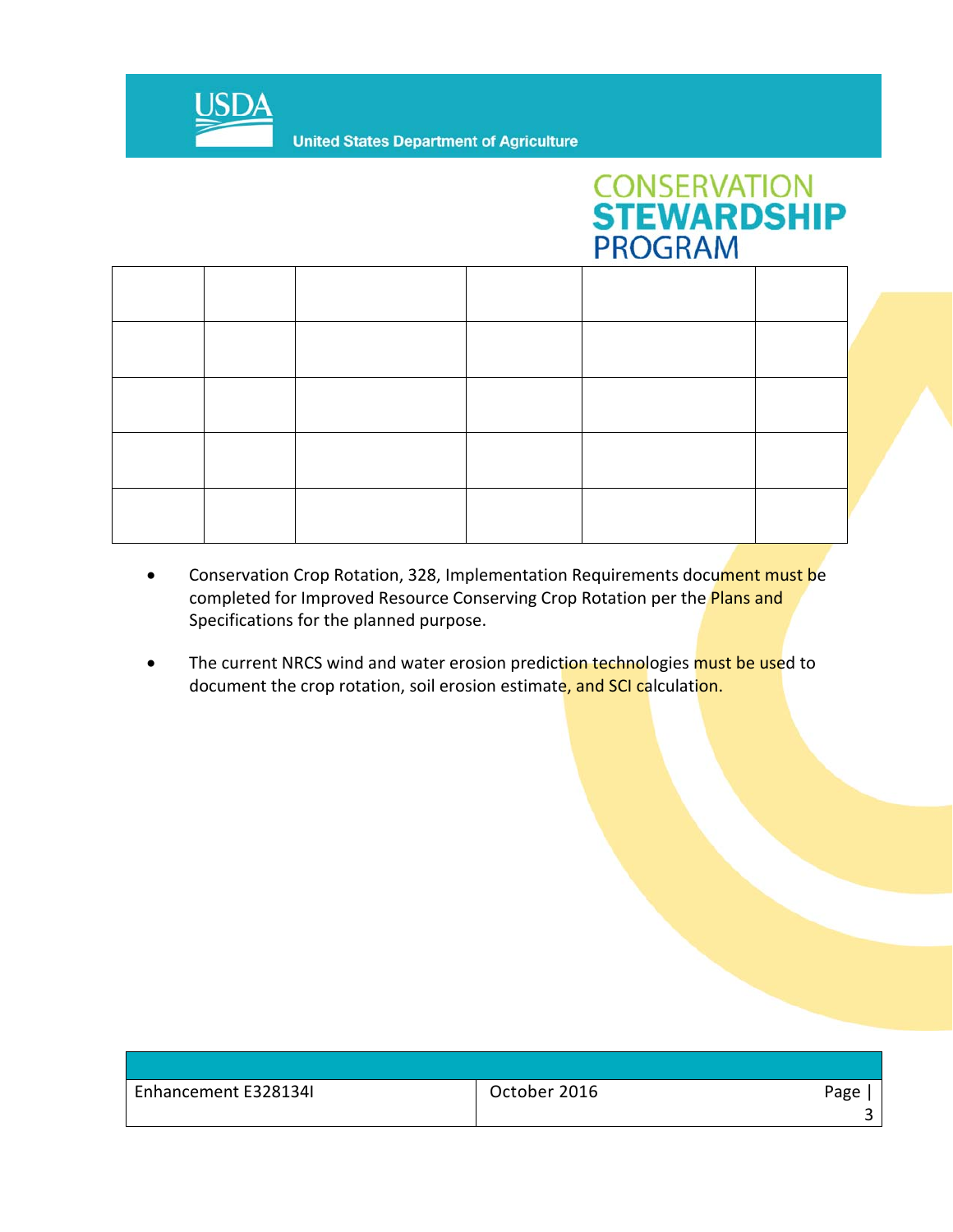| | | | | | |
|---|---|---|---|---|---|
| | | | | | |
| | | | | | |
| | | | | | |
| | | | | | |
| | | | | | |

- Conservation Crop Rotation, 328, Implementation Requirements document must be completed for Improved Resource Conserving Crop Rotation per the Plans and Specifications for the planned purpose.
- The current NRCS wind and water erosion prediction technologies must be used to document the crop rotation, soil erosion estimate, and SCI calculation.